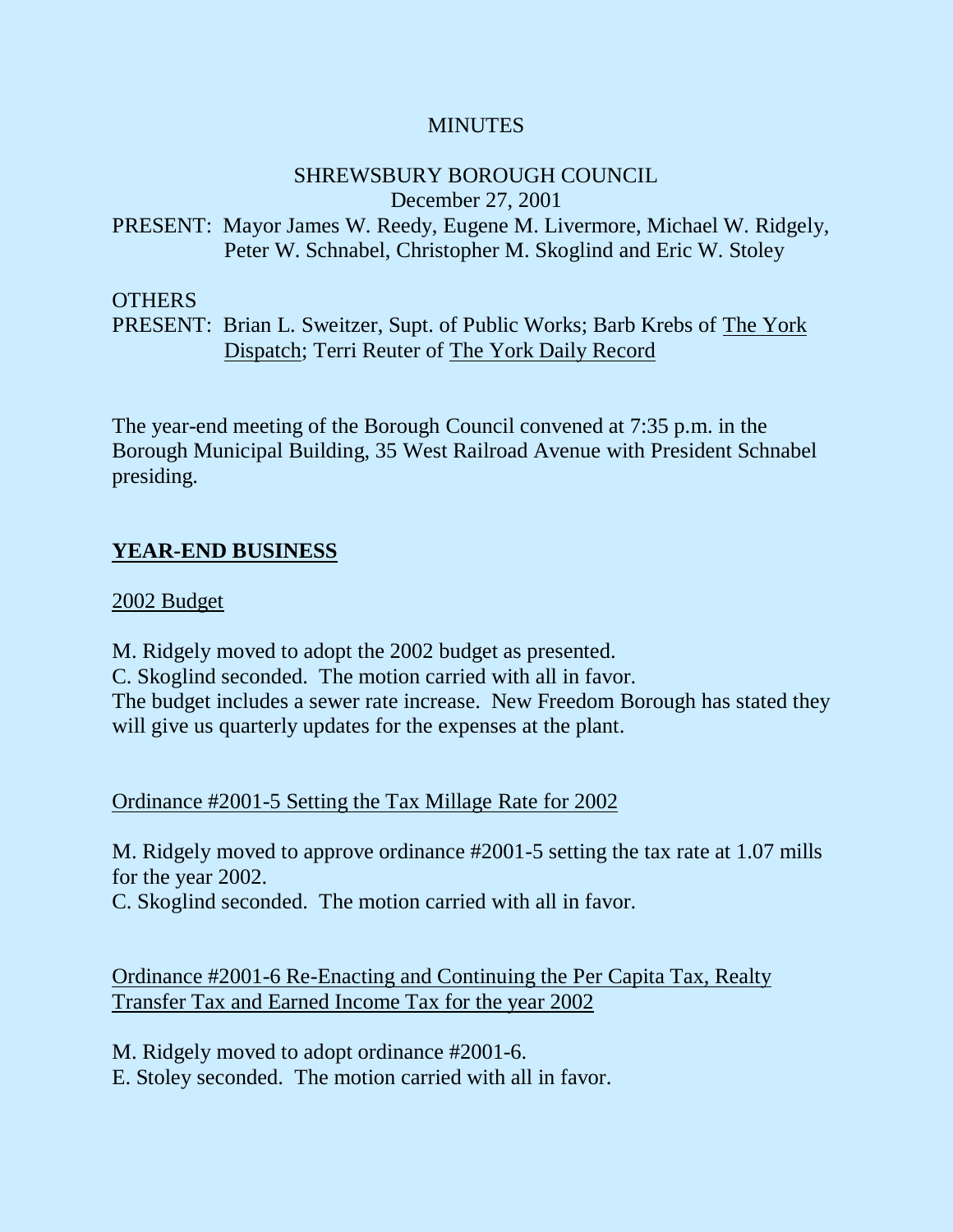MINUTES

SHREWSBURY BOROUGH COUNCIL
December 27, 2001

PRESENT: Mayor James W. Reedy, Eugene M. Livermore, Michael W. Ridgely, Peter W. Schnabel, Christopher M. Skoglind and Eric W. Stoley

OTHERS
PRESENT: Brian L. Sweitzer, Supt. of Public Works; Barb Krebs of The York Dispatch; Terri Reuter of The York Daily Record

The year-end meeting of the Borough Council convened at 7:35 p.m. in the Borough Municipal Building, 35 West Railroad Avenue with President Schnabel presiding.

## YEAR-END BUSINESS

2002 Budget

M. Ridgely moved to adopt the 2002 budget as presented.
C. Skoglind seconded. The motion carried with all in favor.
The budget includes a sewer rate increase. New Freedom Borough has stated they will give us quarterly updates for the expenses at the plant.

Ordinance #2001-5 Setting the Tax Millage Rate for 2002

M. Ridgely moved to approve ordinance #2001-5 setting the tax rate at 1.07 mills for the year 2002.
C. Skoglind seconded. The motion carried with all in favor.

Ordinance #2001-6 Re-Enacting and Continuing the Per Capita Tax, Realty Transfer Tax and Earned Income Tax for the year 2002

M. Ridgely moved to adopt ordinance #2001-6.
E. Stoley seconded. The motion carried with all in favor.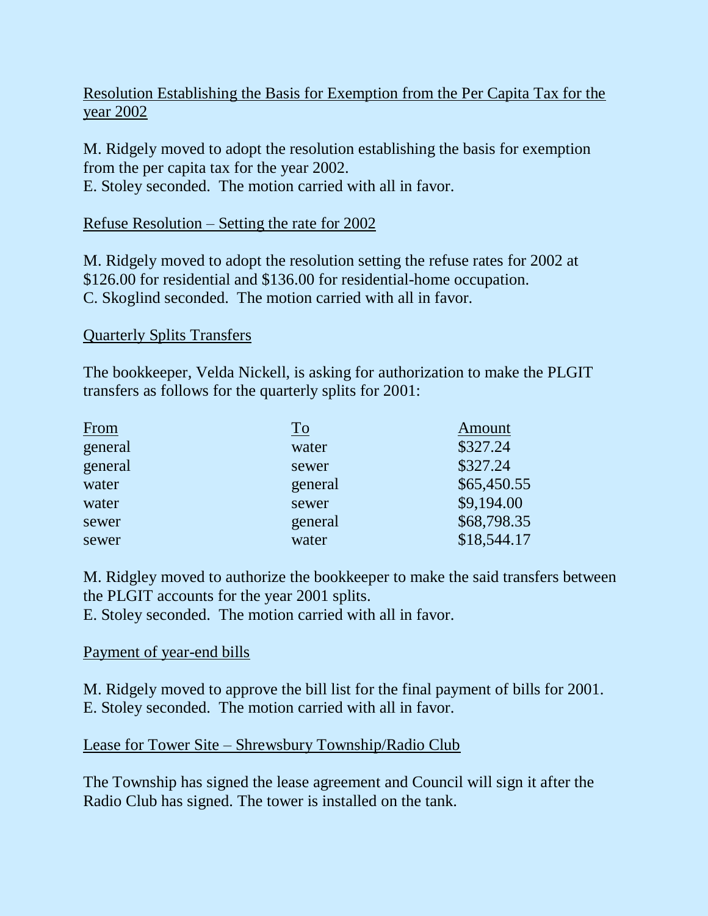Resolution Establishing the Basis for Exemption from the Per Capita Tax for the year 2002

M. Ridgely moved to adopt the resolution establishing the basis for exemption from the per capita tax for the year 2002.
E. Stoley seconded. The motion carried with all in favor.

Refuse Resolution – Setting the rate for 2002

M. Ridgely moved to adopt the resolution setting the refuse rates for 2002 at $126.00 for residential and $136.00 for residential-home occupation.
C. Skoglind seconded. The motion carried with all in favor.

Quarterly Splits Transfers

The bookkeeper, Velda Nickell, is asking for authorization to make the PLGIT transfers as follows for the quarterly splits for 2001:

| From | To | Amount |
|---|---|---|
| general | water | $327.24 |
| general | sewer | $327.24 |
| water | general | $65,450.55 |
| water | sewer | $9,194.00 |
| sewer | general | $68,798.35 |
| sewer | water | $18,544.17 |

M. Ridgley moved to authorize the bookkeeper to make the said transfers between the PLGIT accounts for the year 2001 splits.
E. Stoley seconded. The motion carried with all in favor.

Payment of year-end bills

M. Ridgely moved to approve the bill list for the final payment of bills for 2001.
E. Stoley seconded. The motion carried with all in favor.

Lease for Tower Site – Shrewsbury Township/Radio Club

The Township has signed the lease agreement and Council will sign it after the Radio Club has signed. The tower is installed on the tank.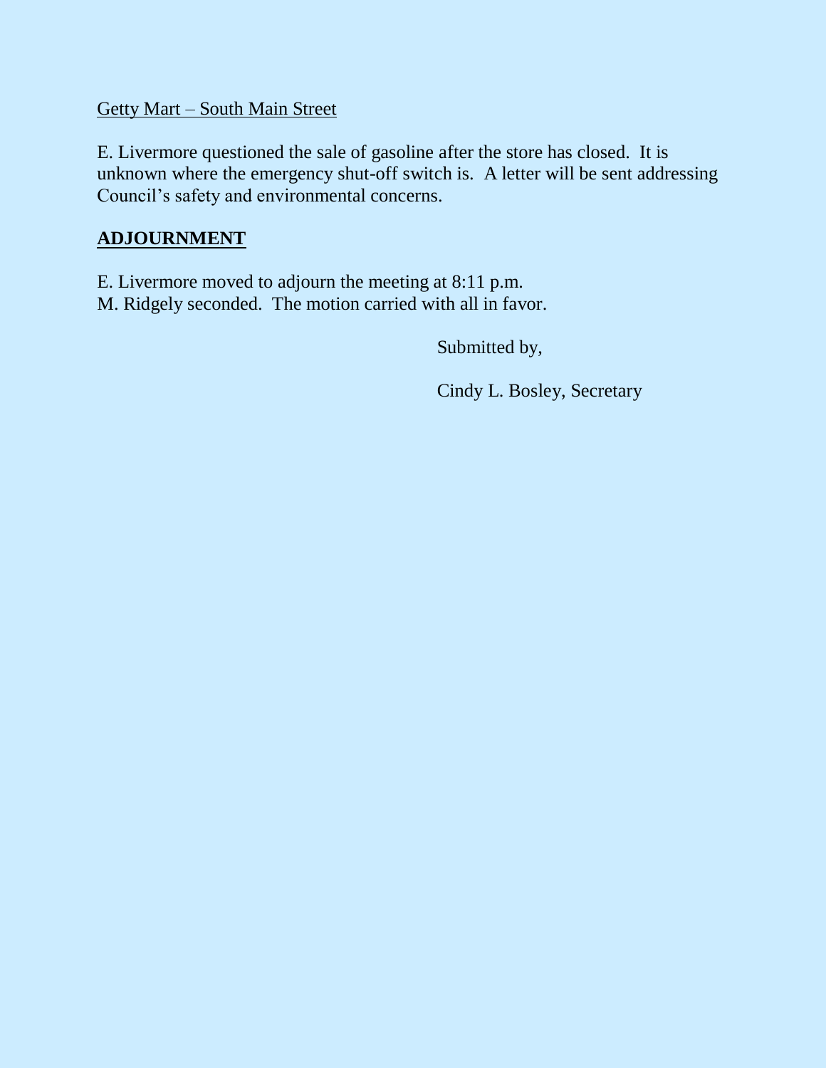Getty Mart – South Main Street

E. Livermore questioned the sale of gasoline after the store has closed. It is unknown where the emergency shut-off switch is. A letter will be sent addressing Council's safety and environmental concerns.

## ADJOURNMENT

E. Livermore moved to adjourn the meeting at 8:11 p.m.
M. Ridgely seconded. The motion carried with all in favor.

Submitted by,

Cindy L. Bosley, Secretary